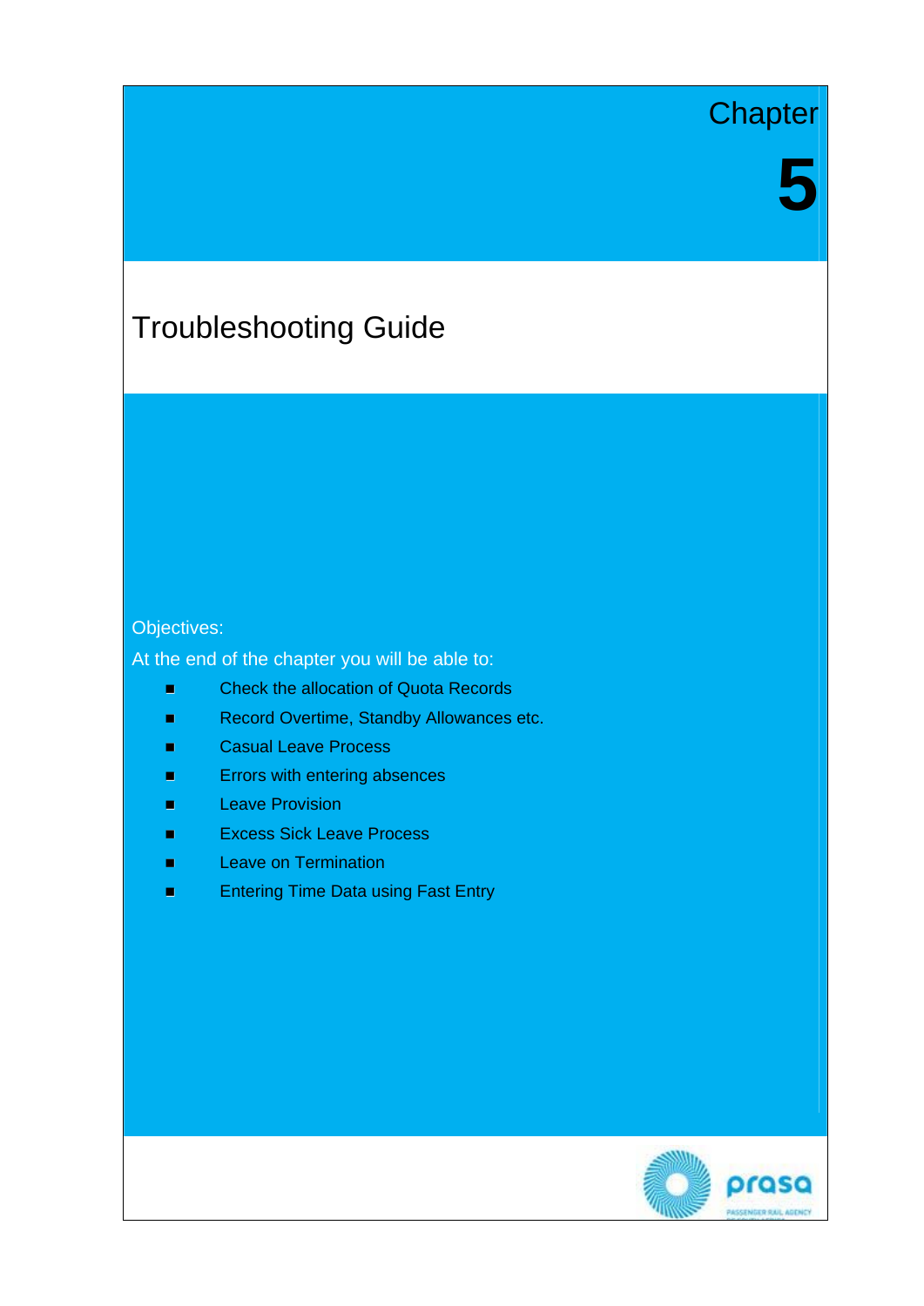Chapter

# 5

# Troubleshooting Guide

Objectives:

At the end of the chapter you will be able to:

- Check the allocation of Quota Records
- Record Overtime, Standby Allowances etc.
- Casual Leave Process
- Errors with entering absences
- Leave Provision
- Excess Sick Leave Process
- Leave on Termination
- Entering Time Data using Fast Entry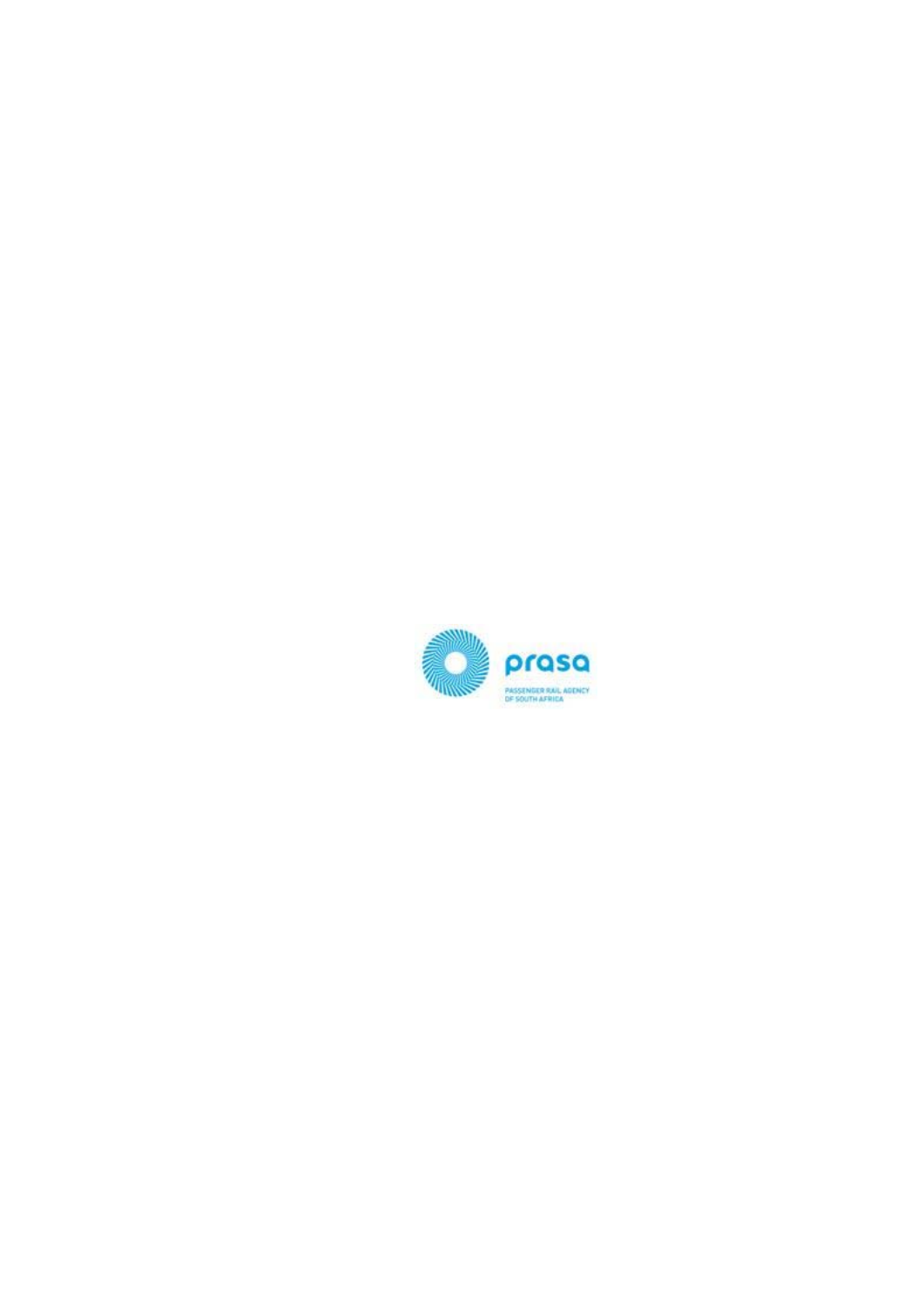prasa

PASSENGER RAIL AGENCY OF SOUTH AFRICA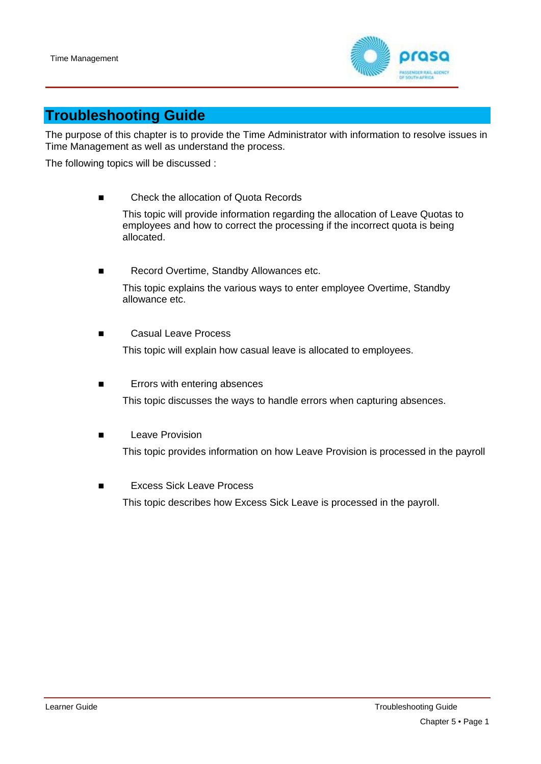# Troubleshooting Guide

The purpose of this chapter is to provide the Time Administrator with information to resolve issues in Time Management as well as understand the process.

The following topics will be discussed :

- Check the allocation of Quota Records

  This topic will provide information regarding the allocation of Leave Quotas to employees and how to correct the processing if the incorrect quota is being allocated.

- Record Overtime, Standby Allowances etc.

  This topic explains the various ways to enter employee Overtime, Standby allowance etc.

- Casual Leave Process

  This topic will explain how casual leave is allocated to employees.

- Errors with entering absences

  This topic discusses the ways to handle errors when capturing absences.

- Leave Provision

  This topic provides information on how Leave Provision is processed in the payroll

- Excess Sick Leave Process

  This topic describes how Excess Sick Leave is processed in the payroll.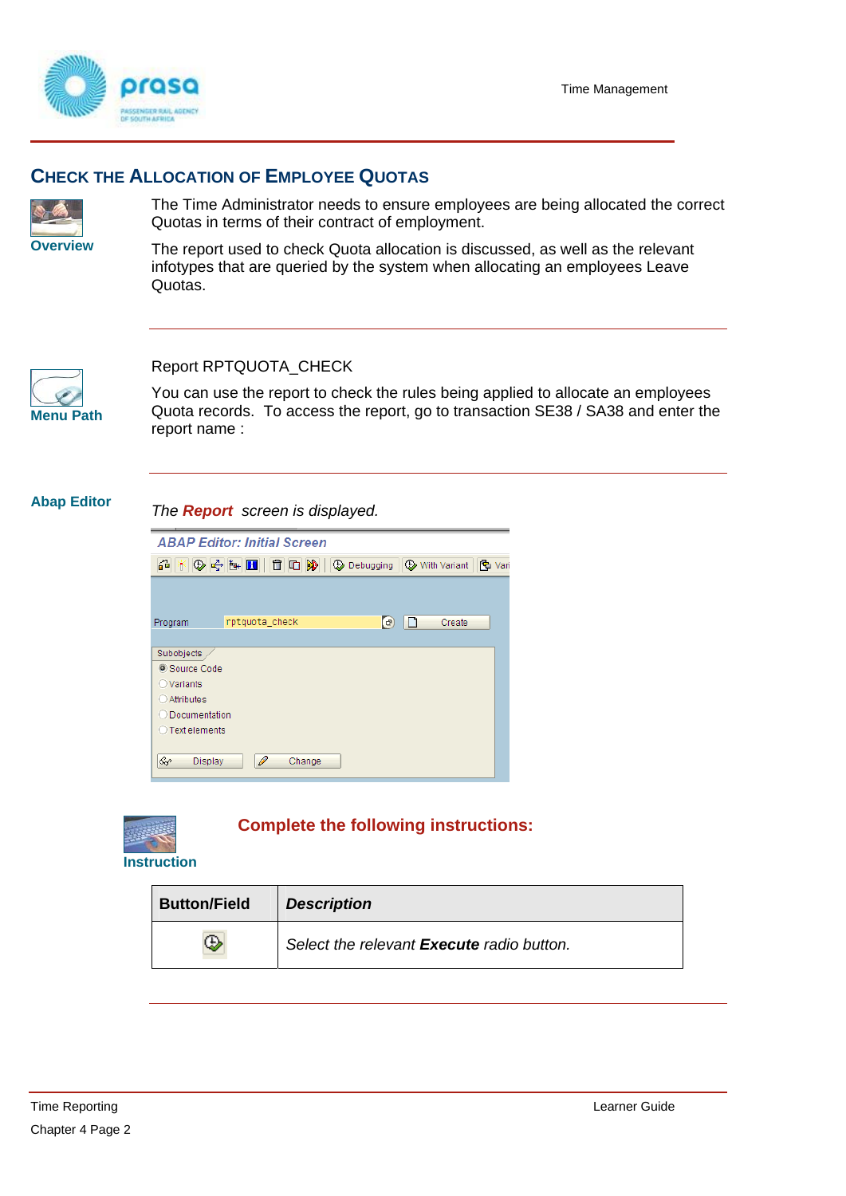## Check the Allocation of Employee Quotas

**Overview**

The Time Administrator needs to ensure employees are being allocated the correct Quotas in terms of their contract of employment.

The report used to check Quota allocation is discussed, as well as the relevant infotypes that are queried by the system when allocating an employees Leave Quotas.

**Menu Path**

Report RPTQUOTA_CHECK

You can use the report to check the rules being applied to allocate an employees Quota records. To access the report, go to transaction SE38 / SA38 and enter the report name :

**Abap Editor**

*The **Report** screen is displayed.*

ABAP Editor: Initial Screen

Debugging | With Variant | Vari

Program: rptquota_check | Create

Subobjects
- Source Code
- Variants
- Attributes
- Documentation
- Text elements

Display | Change

**Instruction**

**Complete the following instructions:**

| Button/Field | *Description* |
|---|---|
| | *Select the relevant **Execute** radio button.* |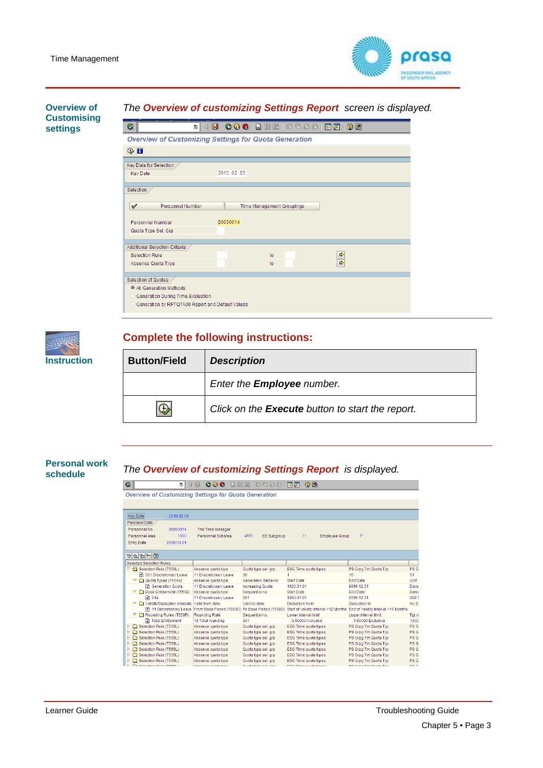## Overview of Customising settings

*The* ***Overview of customizing Settings Report*** *screen is displayed.*

**Instruction**

## Complete the following instructions:

| Button/Field | *Description* |
|---|---|
| | *Enter the **Employee** number.* |
| | *Click on the **Execute** button to start the report.* |

## Personal work schedule

*The* ***Overview of customizing Settings Report*** *is displayed.*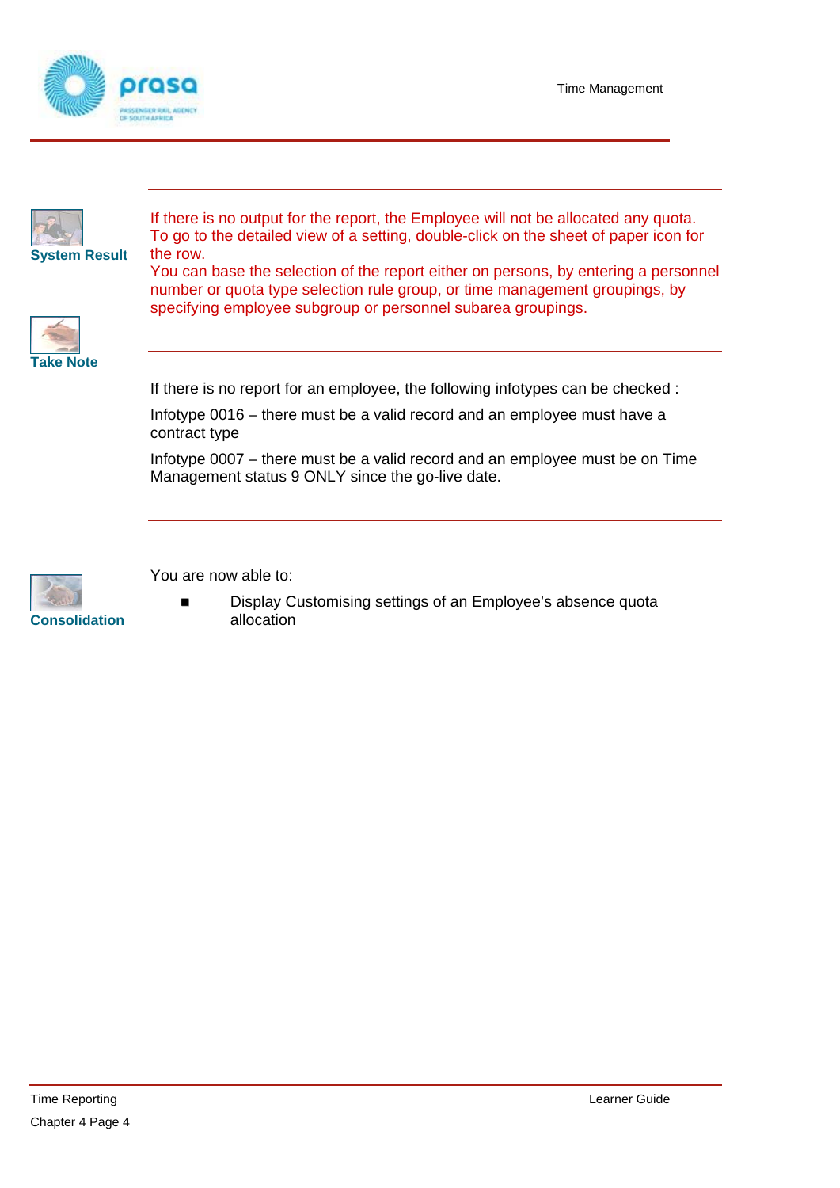**System Result**

If there is no output for the report, the Employee will not be allocated any quota.
To go to the detailed view of a setting, double-click on the sheet of paper icon for the row.
You can base the selection of the report either on persons, by entering a personnel number or quota type selection rule group, or time management groupings, by specifying employee subgroup or personnel subarea groupings.

**Take Note**

If there is no report for an employee, the following infotypes can be checked :

Infotype 0016 – there must be a valid record and an employee must have a contract type

Infotype 0007 – there must be a valid record and an employee must be on Time Management status 9 ONLY since the go-live date.

**Consolidation**

You are now able to:

- Display Customising settings of an Employee's absence quota allocation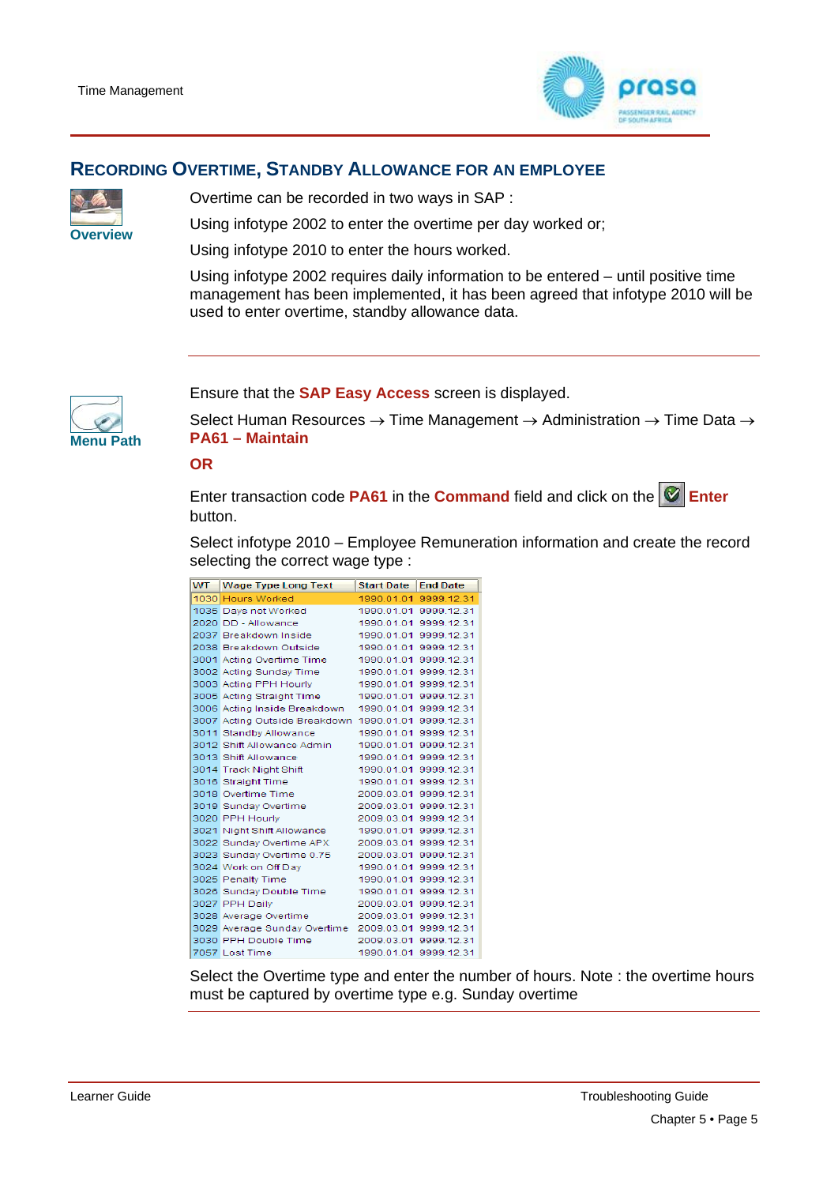## Recording Overtime, Standby Allowance for an Employee

**Overview**

Overtime can be recorded in two ways in SAP :

Using infotype 2002 to enter the overtime per day worked or;

Using infotype 2010 to enter the hours worked.

Using infotype 2002 requires daily information to be entered – until positive time management has been implemented, it has been agreed that infotype 2010 will be used to enter overtime, standby allowance data.

**Menu Path**

Ensure that the **SAP Easy Access** screen is displayed.

Select Human Resources → Time Management → Administration → Time Data → **PA61 – Maintain**

**OR**

Enter transaction code **PA61** in the **Command** field and click on the **Enter** button.

Select infotype 2010 – Employee Remuneration information and create the record selecting the correct wage type :

| WT | Wage Type Long Text | Start Date | End Date |
|---|---|---|---|
| 1030 | Hours Worked | 1990.01.01 | 9999.12.31 |
| 1035 | Days not Worked | 1990.01.01 | 9999.12.31 |
| 2020 | DD - Allowance | 1990.01.01 | 9999.12.31 |
| 2037 | Breakdown Inside | 1990.01.01 | 9999.12.31 |
| 2038 | Breakdown Outside | 1990.01.01 | 9999.12.31 |
| 3001 | Acting Overtime Time | 1990.01.01 | 9999.12.31 |
| 3002 | Acting Sunday Time | 1990.01.01 | 9999.12.31 |
| 3003 | Acting PPH Hourly | 1990.01.01 | 9999.12.31 |
| 3005 | Acting Straight Time | 1990.01.01 | 9999.12.31 |
| 3006 | Acting Inside Breakdown | 1990.01.01 | 9999.12.31 |
| 3007 | Acting Outside Breakdown | 1990.01.01 | 9999.12.31 |
| 3011 | Standby Allowance | 1990.01.01 | 9999.12.31 |
| 3012 | Shift Allowance Admin | 1990.01.01 | 9999.12.31 |
| 3013 | Shift Allowance | 1990.01.01 | 9999.12.31 |
| 3014 | Track Night Shift | 1990.01.01 | 9999.12.31 |
| 3016 | Straight Time | 1990.01.01 | 9999.12.31 |
| 3018 | Overtime Time | 2009.03.01 | 9999.12.31 |
| 3019 | Sunday Overtime | 2009.03.01 | 9999.12.31 |
| 3020 | PPH Hourly | 2009.03.01 | 9999.12.31 |
| 3021 | Night Shift Allowance | 1990.01.01 | 9999.12.31 |
| 3022 | Sunday Overtime APX | 2009.03.01 | 9999.12.31 |
| 3023 | Sunday Overtime 0.75 | 2009.03.01 | 9999.12.31 |
| 3024 | Work on Off Day | 1990.01.01 | 9999.12.31 |
| 3025 | Penalty Time | 1990.01.01 | 9999.12.31 |
| 3026 | Sunday Double Time | 1990.01.01 | 9999.12.31 |
| 3027 | PPH Daily | 2009.03.01 | 9999.12.31 |
| 3028 | Average Overtime | 2009.03.01 | 9999.12.31 |
| 3029 | Average Sunday Overtime | 2009.03.01 | 9999.12.31 |
| 3030 | PPH Double Time | 2009.03.01 | 9999.12.31 |
| 7057 | Lost Time | 1990.01.01 | 9999.12.31 |

Select the Overtime type and enter the number of hours. Note : the overtime hours must be captured by overtime type e.g. Sunday overtime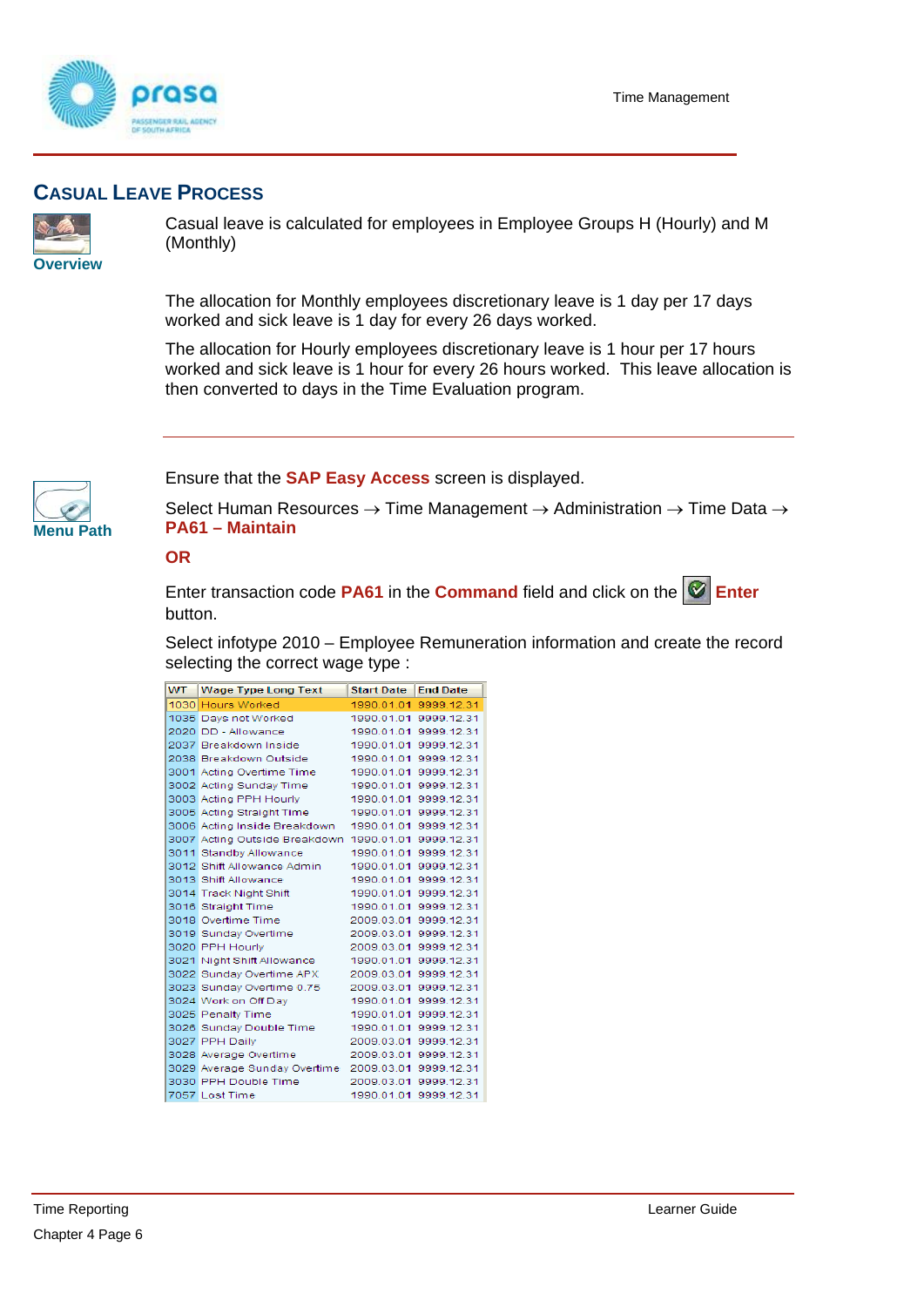## CASUAL LEAVE PROCESS

**Overview**

Casual leave is calculated for employees in Employee Groups H (Hourly) and M (Monthly)

The allocation for Monthly employees discretionary leave is 1 day per 17 days worked and sick leave is 1 day for every 26 days worked.

The allocation for Hourly employees discretionary leave is 1 hour per 17 hours worked and sick leave is 1 hour for every 26 hours worked. This leave allocation is then converted to days in the Time Evaluation program.

---

**Menu Path**

Ensure that the **SAP Easy Access** screen is displayed.

Select Human Resources → Time Management → Administration → Time Data → **PA61 – Maintain**

**OR**

Enter transaction code **PA61** in the **Command** field and click on the **Enter** button.

Select infotype 2010 – Employee Remuneration information and create the record selecting the correct wage type :

| WT | Wage Type Long Text | Start Date | End Date |
|---|---|---|---|
| 1030 | Hours Worked | 1990.01.01 | 9999.12.31 |
| 1035 | Days not Worked | 1990.01.01 | 9999.12.31 |
| 2020 | DD - Allowance | 1990.01.01 | 9999.12.31 |
| 2037 | Breakdown Inside | 1990.01.01 | 9999.12.31 |
| 2038 | Breakdown Outside | 1990.01.01 | 9999.12.31 |
| 3001 | Acting Overtime Time | 1990.01.01 | 9999.12.31 |
| 3002 | Acting Sunday Time | 1990.01.01 | 9999.12.31 |
| 3003 | Acting PPH Hourly | 1990.01.01 | 9999.12.31 |
| 3005 | Acting Straight Time | 1990.01.01 | 9999.12.31 |
| 3006 | Acting Inside Breakdown | 1990.01.01 | 9999.12.31 |
| 3007 | Acting Outside Breakdown | 1990.01.01 | 9999.12.31 |
| 3011 | Standby Allowance | 1990.01.01 | 9999.12.31 |
| 3012 | Shift Allowance Admin | 1990.01.01 | 9999.12.31 |
| 3013 | Shift Allowance | 1990.01.01 | 9999.12.31 |
| 3014 | Track Night Shift | 1990.01.01 | 9999.12.31 |
| 3016 | Straight Time | 1990.01.01 | 9999.12.31 |
| 3018 | Overtime Time | 2009.03.01 | 9999.12.31 |
| 3019 | Sunday Overtime | 2009.03.01 | 9999.12.31 |
| 3020 | PPH Hourly | 2009.03.01 | 9999.12.31 |
| 3021 | Night Shift Allowance | 1990.01.01 | 9999.12.31 |
| 3022 | Sunday Overtime APX | 2009.03.01 | 9999.12.31 |
| 3023 | Sunday Overtime 0.75 | 2009.03.01 | 9999.12.31 |
| 3024 | Work on Off Day | 1990.01.01 | 9999.12.31 |
| 3025 | Penalty Time | 1990.01.01 | 9999.12.31 |
| 3026 | Sunday Double Time | 1990.01.01 | 9999.12.31 |
| 3027 | PPH Daily | 2009.03.01 | 9999.12.31 |
| 3028 | Average Overtime | 2009.03.01 | 9999.12.31 |
| 3029 | Average Sunday Overtime | 2009.03.01 | 9999.12.31 |
| 3030 | PPH Double Time | 2009.03.01 | 9999.12.31 |
| 7057 | Lost Time | 1990.01.01 | 9999.12.31 |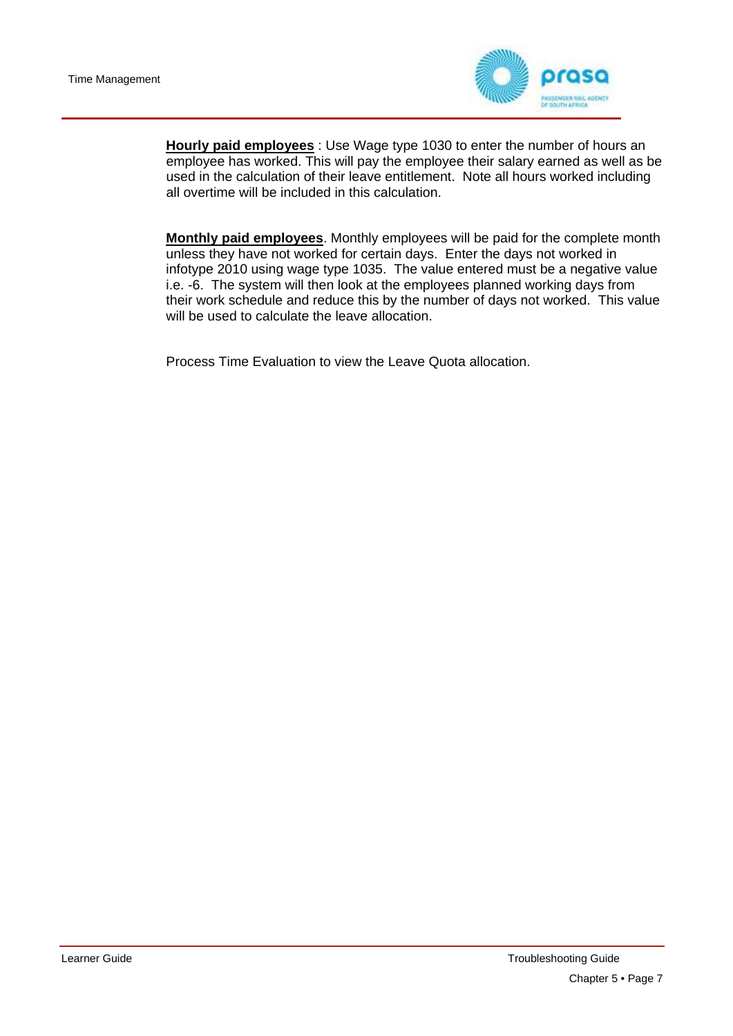**Hourly paid employees** : Use Wage type 1030 to enter the number of hours an employee has worked. This will pay the employee their salary earned as well as be used in the calculation of their leave entitlement. Note all hours worked including all overtime will be included in this calculation.

**Monthly paid employees**. Monthly employees will be paid for the complete month unless they have not worked for certain days. Enter the days not worked in infotype 2010 using wage type 1035. The value entered must be a negative value i.e. -6. The system will then look at the employees planned working days from their work schedule and reduce this by the number of days not worked. This value will be used to calculate the leave allocation.

Process Time Evaluation to view the Leave Quota allocation.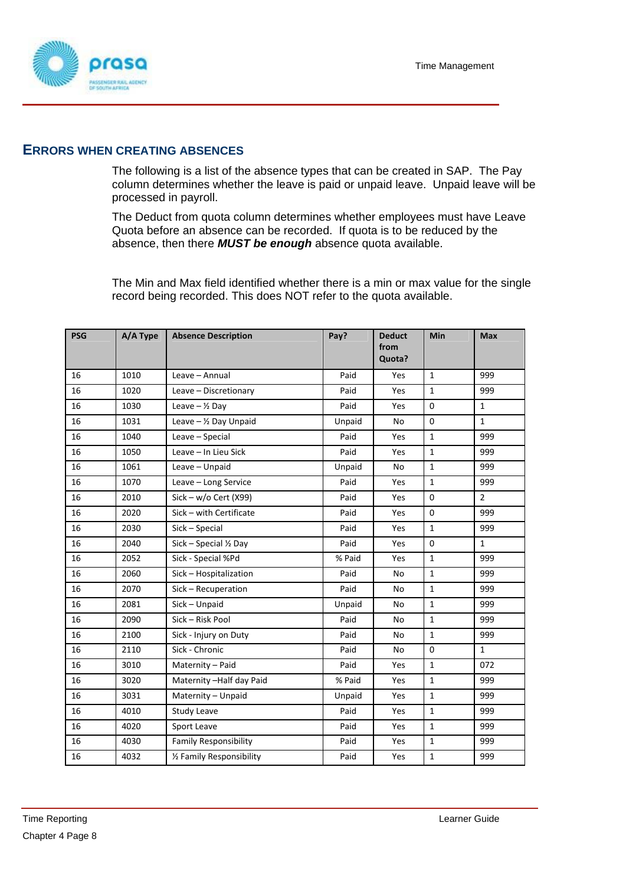## ERRORS WHEN CREATING ABSENCES

The following is a list of the absence types that can be created in SAP. The Pay column determines whether the leave is paid or unpaid leave. Unpaid leave will be processed in payroll.

The Deduct from quota column determines whether employees must have Leave Quota before an absence can be recorded. If quota is to be reduced by the absence, then there ***MUST be enough*** absence quota available.

The Min and Max field identified whether there is a min or max value for the single record being recorded. This does NOT refer to the quota available.

| PSG | A/A Type | Absence Description | Pay? | Deduct from Quota? | Min | Max |
|---|---|---|---|---|---|---|
| 16 | 1010 | Leave – Annual | Paid | Yes | 1 | 999 |
| 16 | 1020 | Leave – Discretionary | Paid | Yes | 1 | 999 |
| 16 | 1030 | Leave – ½ Day | Paid | Yes | 0 | 1 |
| 16 | 1031 | Leave – ½ Day Unpaid | Unpaid | No | 0 | 1 |
| 16 | 1040 | Leave – Special | Paid | Yes | 1 | 999 |
| 16 | 1050 | Leave – In Lieu Sick | Paid | Yes | 1 | 999 |
| 16 | 1061 | Leave – Unpaid | Unpaid | No | 1 | 999 |
| 16 | 1070 | Leave – Long Service | Paid | Yes | 1 | 999 |
| 16 | 2010 | Sick – w/o Cert (X99) | Paid | Yes | 0 | 2 |
| 16 | 2020 | Sick – with Certificate | Paid | Yes | 0 | 999 |
| 16 | 2030 | Sick – Special | Paid | Yes | 1 | 999 |
| 16 | 2040 | Sick – Special ½ Day | Paid | Yes | 0 | 1 |
| 16 | 2052 | Sick - Special %Pd | % Paid | Yes | 1 | 999 |
| 16 | 2060 | Sick – Hospitalization | Paid | No | 1 | 999 |
| 16 | 2070 | Sick – Recuperation | Paid | No | 1 | 999 |
| 16 | 2081 | Sick – Unpaid | Unpaid | No | 1 | 999 |
| 16 | 2090 | Sick – Risk Pool | Paid | No | 1 | 999 |
| 16 | 2100 | Sick - Injury on Duty | Paid | No | 1 | 999 |
| 16 | 2110 | Sick - Chronic | Paid | No | 0 | 1 |
| 16 | 3010 | Maternity – Paid | Paid | Yes | 1 | 072 |
| 16 | 3020 | Maternity –Half day Paid | % Paid | Yes | 1 | 999 |
| 16 | 3031 | Maternity – Unpaid | Unpaid | Yes | 1 | 999 |
| 16 | 4010 | Study Leave | Paid | Yes | 1 | 999 |
| 16 | 4020 | Sport Leave | Paid | Yes | 1 | 999 |
| 16 | 4030 | Family Responsibility | Paid | Yes | 1 | 999 |
| 16 | 4032 | ½ Family Responsibility | Paid | Yes | 1 | 999 |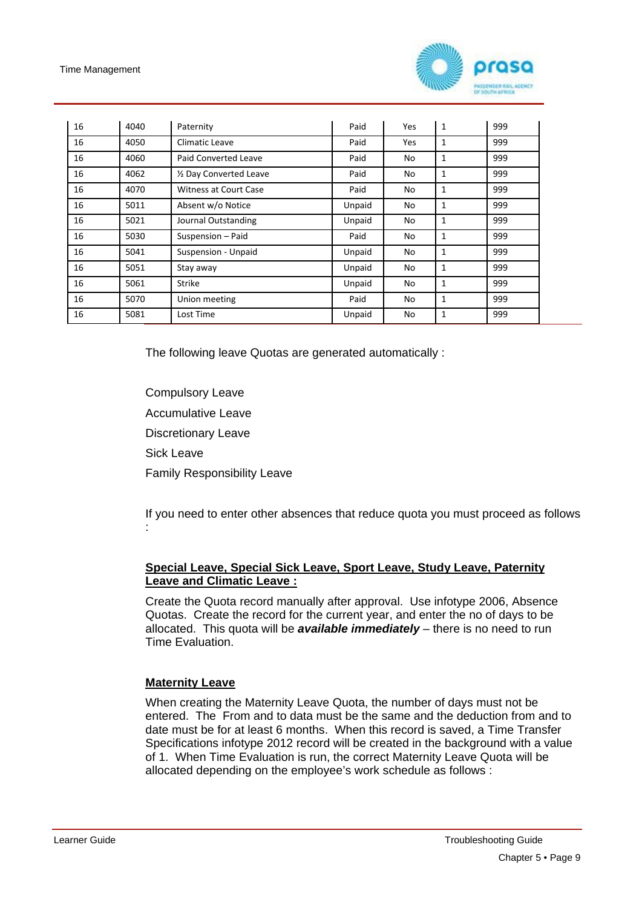| 16 | 4040 | Paternity | Paid | Yes | 1 | 999 |
|---|---|---|---|---|---|---|
| 16 | 4050 | Climatic Leave | Paid | Yes | 1 | 999 |
| 16 | 4060 | Paid Converted Leave | Paid | No | 1 | 999 |
| 16 | 4062 | ½ Day Converted Leave | Paid | No | 1 | 999 |
| 16 | 4070 | Witness at Court Case | Paid | No | 1 | 999 |
| 16 | 5011 | Absent w/o Notice | Unpaid | No | 1 | 999 |
| 16 | 5021 | Journal Outstanding | Unpaid | No | 1 | 999 |
| 16 | 5030 | Suspension – Paid | Paid | No | 1 | 999 |
| 16 | 5041 | Suspension - Unpaid | Unpaid | No | 1 | 999 |
| 16 | 5051 | Stay away | Unpaid | No | 1 | 999 |
| 16 | 5061 | Strike | Unpaid | No | 1 | 999 |
| 16 | 5070 | Union meeting | Paid | No | 1 | 999 |
| 16 | 5081 | Lost Time | Unpaid | No | 1 | 999 |

The following leave Quotas are generated automatically :

Compulsory Leave

Accumulative Leave

Discretionary Leave

Sick Leave

Family Responsibility Leave

If you need to enter other absences that reduce quota you must proceed as follows :

**Special Leave, Special Sick Leave, Sport Leave, Study Leave, Paternity Leave and Climatic Leave :**

Create the Quota record manually after approval. Use infotype 2006, Absence Quotas. Create the record for the current year, and enter the no of days to be allocated. This quota will be ***available immediately*** – there is no need to run Time Evaluation.

**Maternity Leave**

When creating the Maternity Leave Quota, the number of days must not be entered. The From and to data must be the same and the deduction from and to date must be for at least 6 months. When this record is saved, a Time Transfer Specifications infotype 2012 record will be created in the background with a value of 1. When Time Evaluation is run, the correct Maternity Leave Quota will be allocated depending on the employee's work schedule as follows :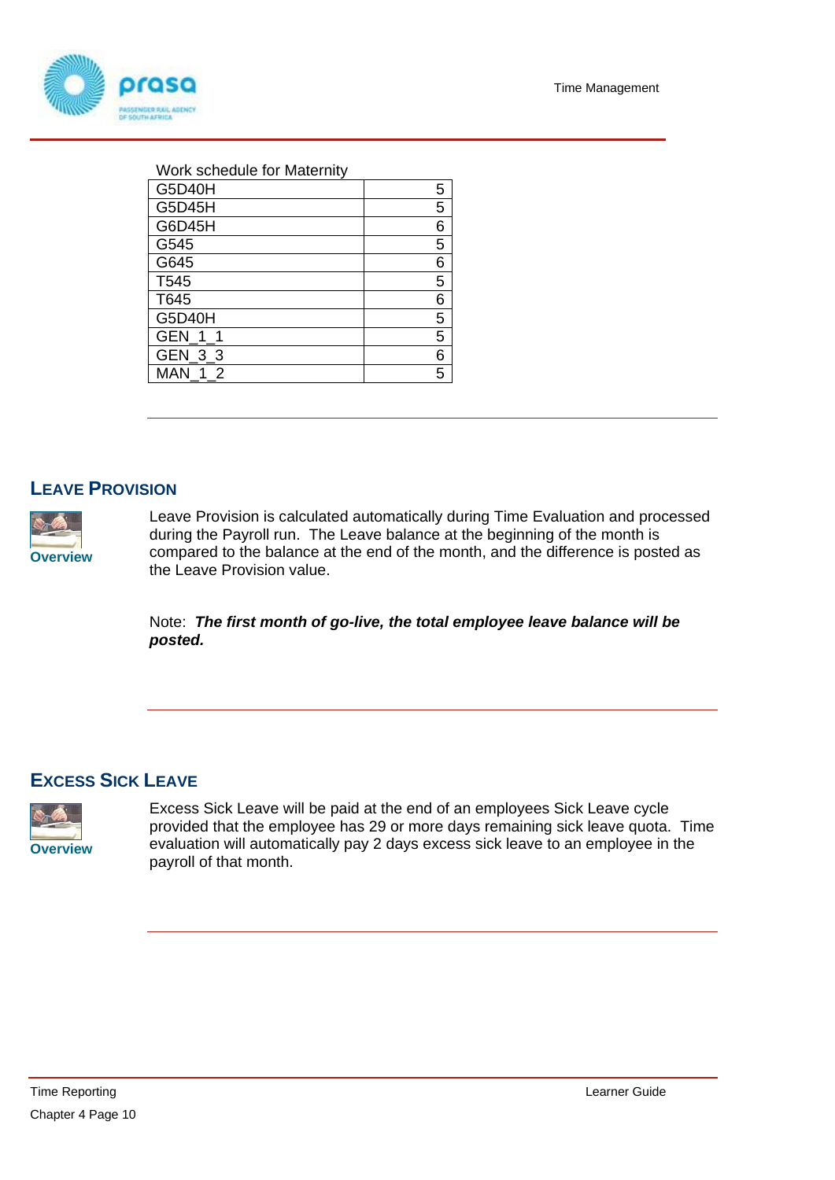Work schedule for Maternity

| | |
|---|---|
| G5D40H | 5 |
| G5D45H | 5 |
| G6D45H | 6 |
| G545 | 5 |
| G645 | 6 |
| T545 | 5 |
| T645 | 6 |
| G5D40H | 5 |
| GEN_1_1 | 5 |
| GEN_3_3 | 6 |
| MAN_1_2 | 5 |

## LEAVE PROVISION

**Overview**

Leave Provision is calculated automatically during Time Evaluation and processed during the Payroll run. The Leave balance at the beginning of the month is compared to the balance at the end of the month, and the difference is posted as the Leave Provision value.

Note: ***The first month of go-live, the total employee leave balance will be posted.***

## EXCESS SICK LEAVE

**Overview**

Excess Sick Leave will be paid at the end of an employees Sick Leave cycle provided that the employee has 29 or more days remaining sick leave quota. Time evaluation will automatically pay 2 days excess sick leave to an employee in the payroll of that month.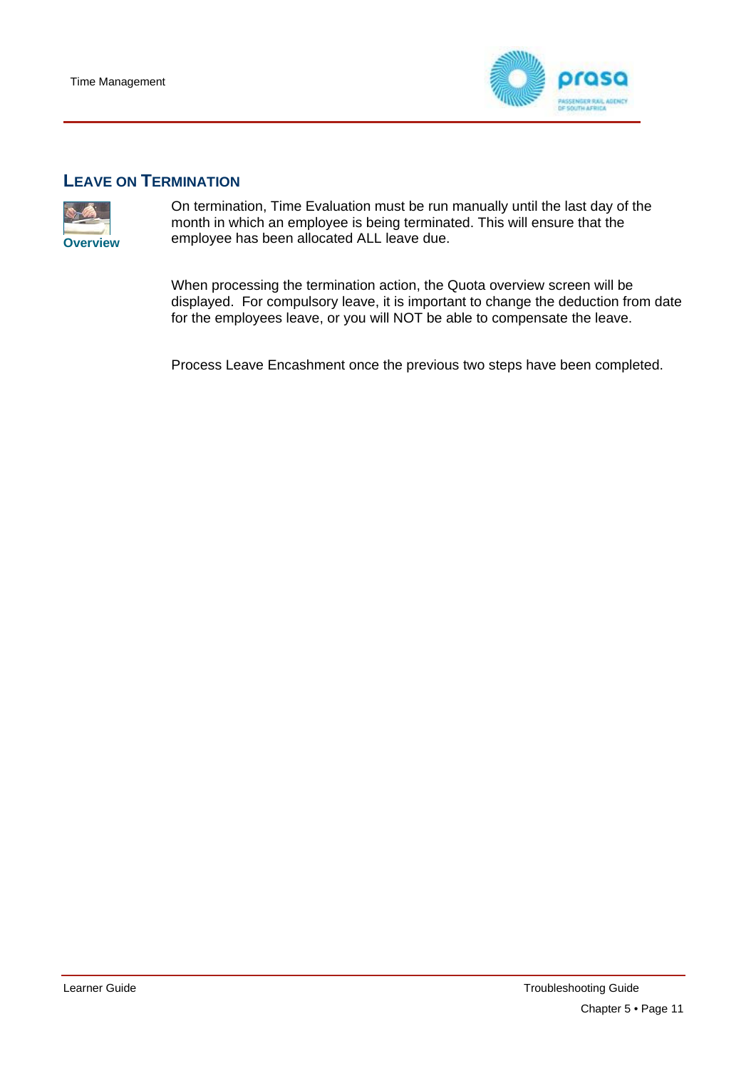## LEAVE ON TERMINATION

**Overview**

On termination, Time Evaluation must be run manually until the last day of the month in which an employee is being terminated. This will ensure that the employee has been allocated ALL leave due.

When processing the termination action, the Quota overview screen will be displayed. For compulsory leave, it is important to change the deduction from date for the employees leave, or you will NOT be able to compensate the leave.

Process Leave Encashment once the previous two steps have been completed.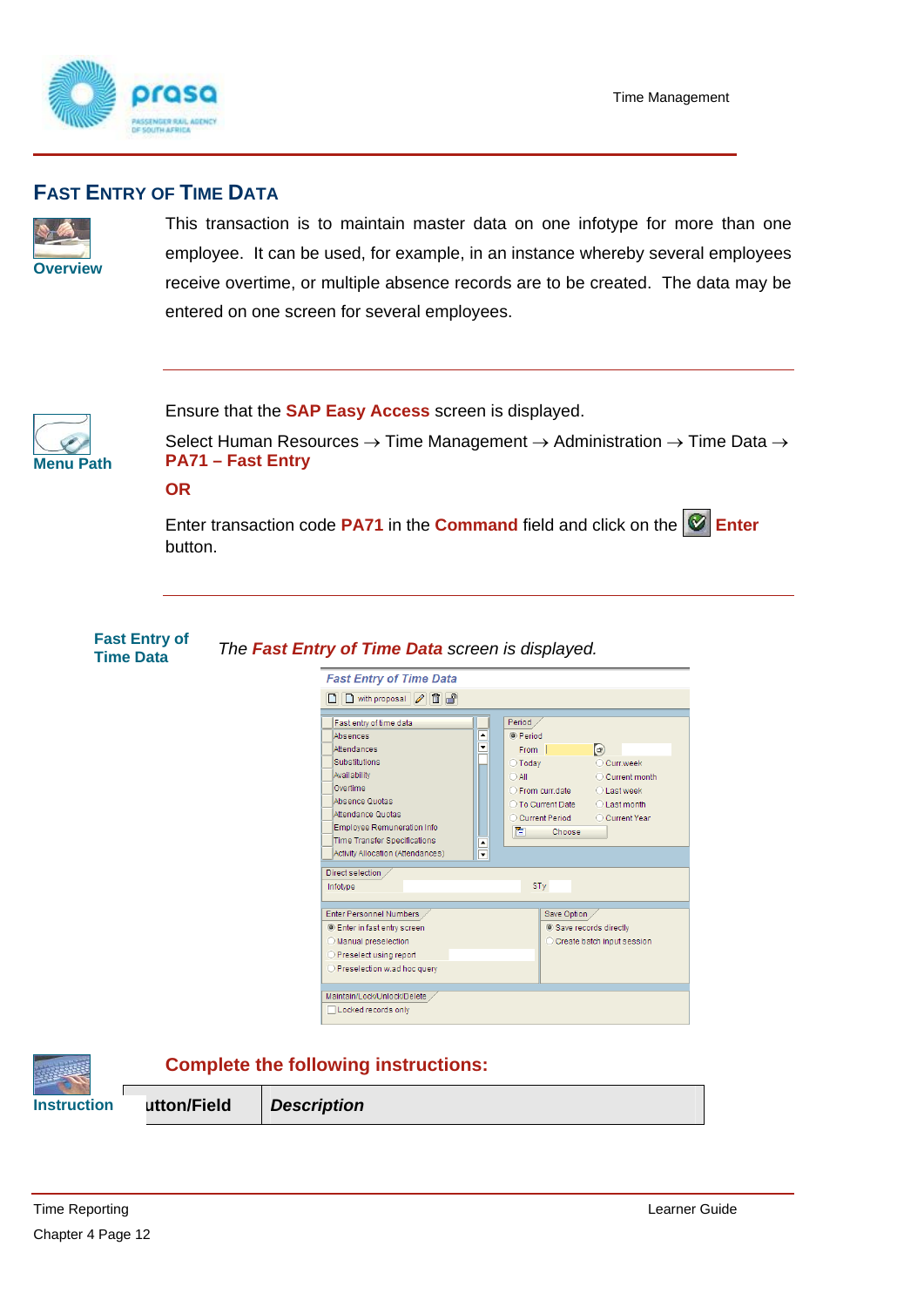## FAST ENTRY OF TIME DATA

**Overview**

This transaction is to maintain master data on one infotype for more than one employee. It can be used, for example, in an instance whereby several employees receive overtime, or multiple absence records are to be created. The data may be entered on one screen for several employees.

**Menu Path**

Ensure that the **SAP Easy Access** screen is displayed.

Select Human Resources → Time Management → Administration → Time Data → **PA71 – Fast Entry**

**OR**

Enter transaction code **PA71** in the **Command** field and click on the **Enter** button.

**Fast Entry of Time Data**

*The **Fast Entry of Time Data** screen is displayed.*

**Instruction**

**Complete the following instructions:**

| Button/Field | Description |
|---|---|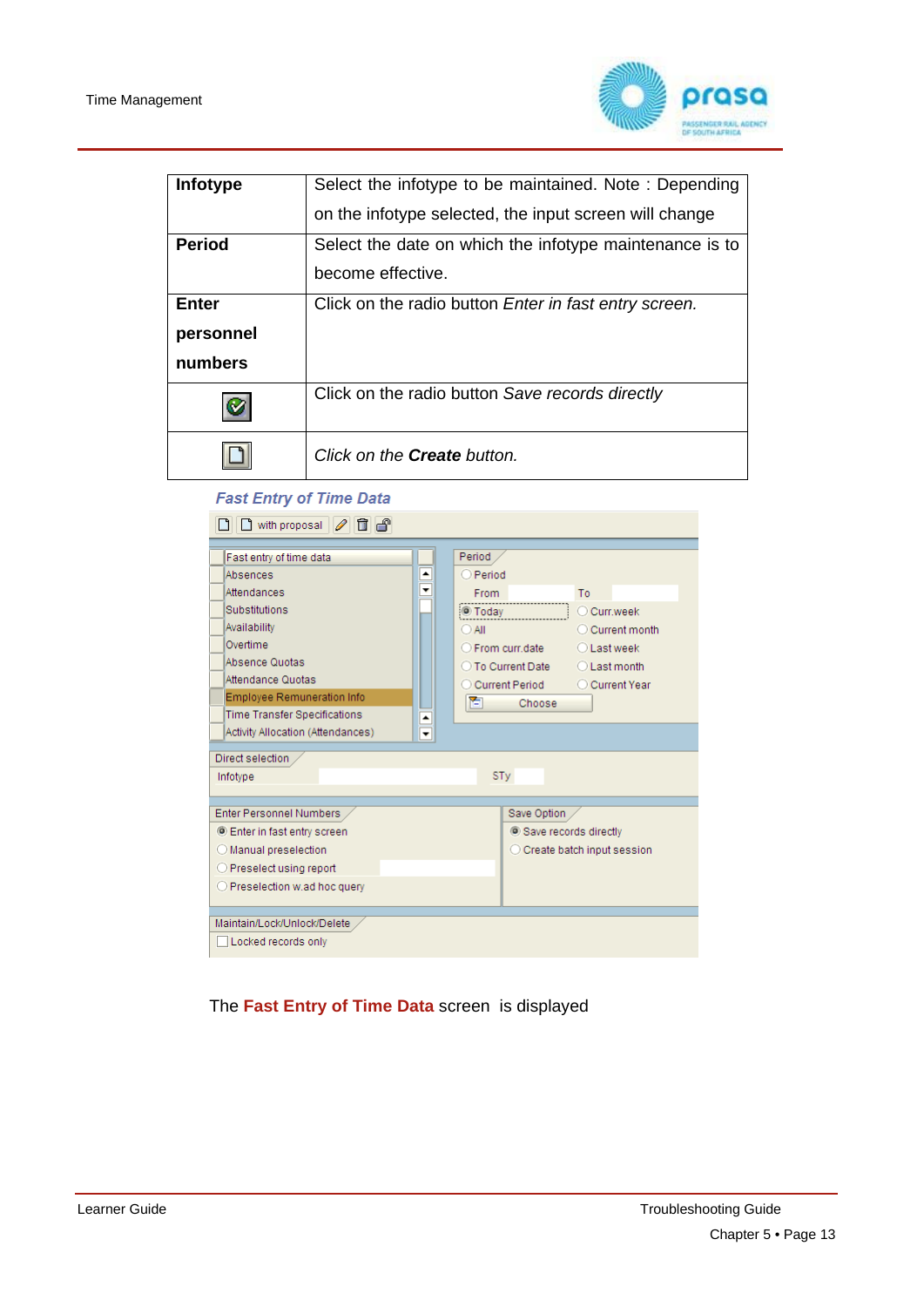| | |
|---|---|
| **Infotype** | Select the infotype to be maintained. Note : Depending on the infotype selected, the input screen will change |
| **Period** | Select the date on which the infotype maintenance is to become effective. |
| **Enter personnel numbers** | Click on the radio button *Enter in fast entry screen.* |
| | Click on the radio button *Save records directly* |
| | *Click on the* ***Create*** *button.* |

***Fast Entry of Time Data***

The **Fast Entry of Time Data** screen is displayed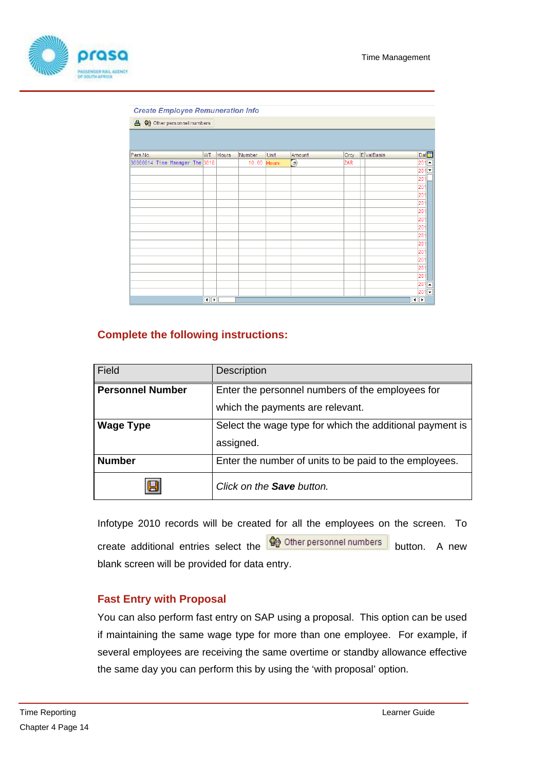## Complete the following instructions:

| Field | Description |
|---|---|
| **Personnel Number** | Enter the personnel numbers of the employees for which the payments are relevant. |
| **Wage Type** | Select the wage type for which the additional payment is assigned. |
| **Number** | Enter the number of units to be paid to the employees. |
| | *Click on the **Save** button.* |

Infotype 2010 records will be created for all the employees on the screen. To create additional entries select the Other personnel numbers button. A new blank screen will be provided for data entry.

## Fast Entry with Proposal

You can also perform fast entry on SAP using a proposal. This option can be used if maintaining the same wage type for more than one employee. For example, if several employees are receiving the same overtime or standby allowance effective the same day you can perform this by using the 'with proposal' option.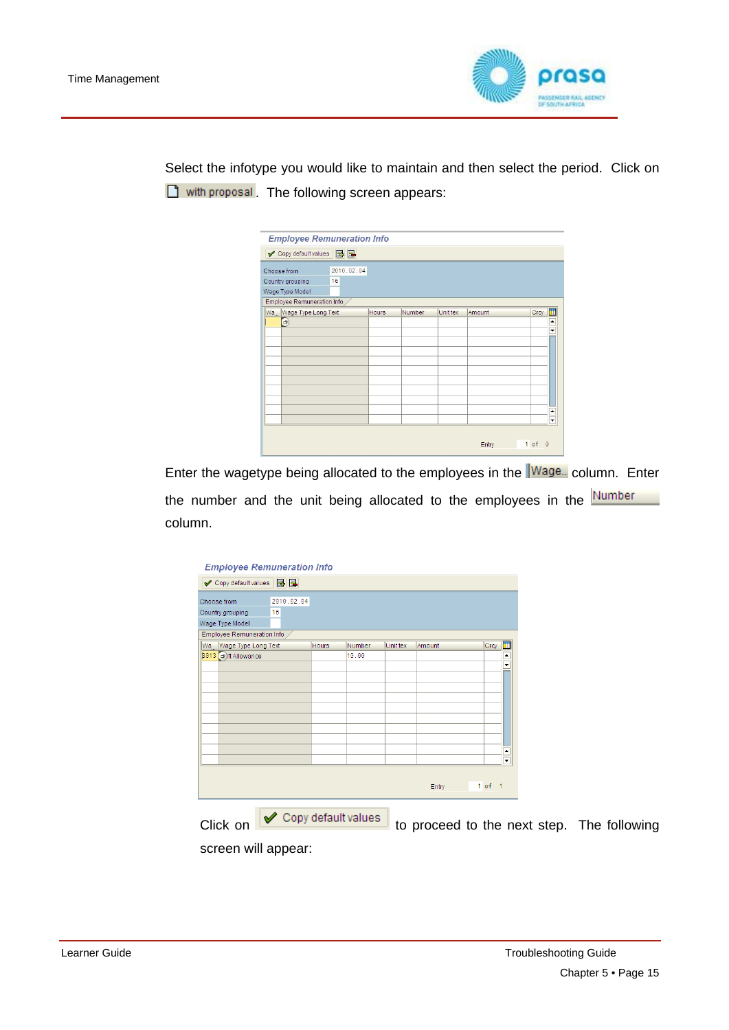Select the infotype you would like to maintain and then select the period. Click on with proposal. The following screen appears:

Enter the wagetype being allocated to the employees in the Wage.. column. Enter the number and the unit being allocated to the employees in the Number column.

Click on Copy default values to proceed to the next step. The following screen will appear: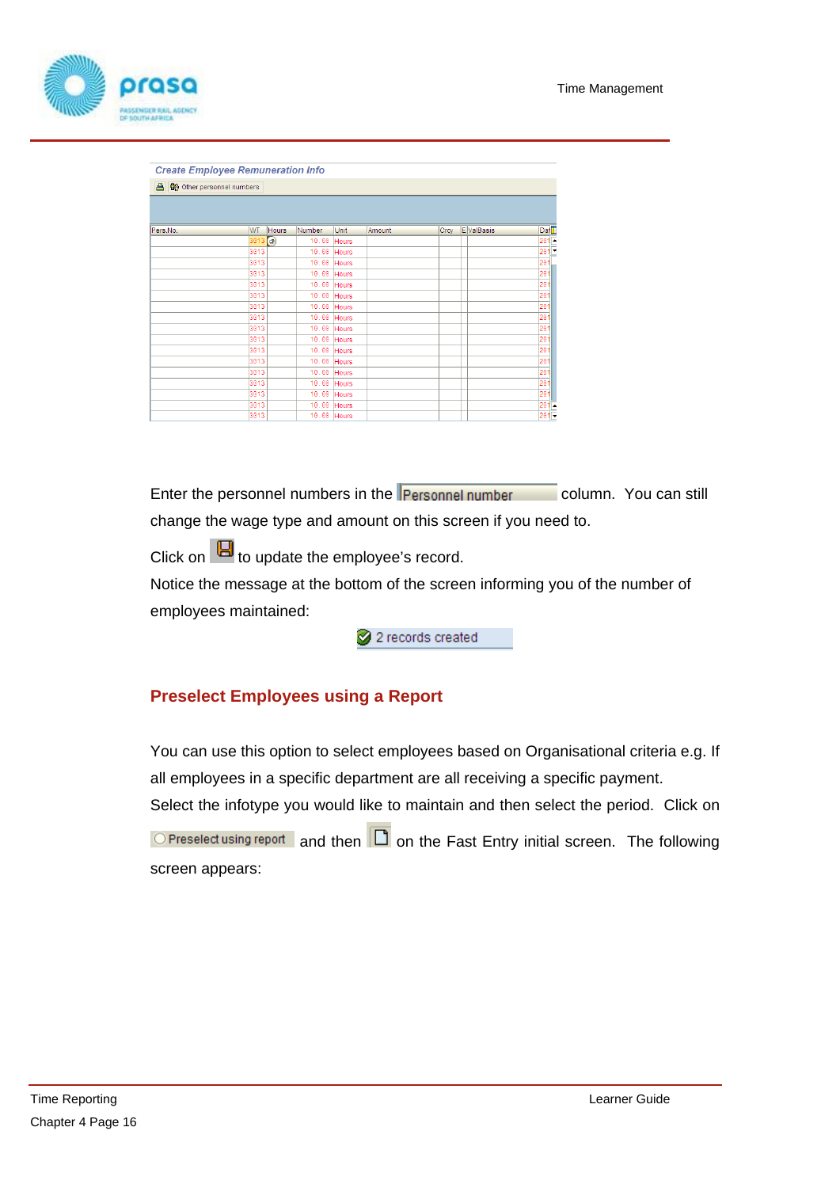Enter the personnel numbers in the Personnel number column. You can still change the wage type and amount on this screen if you need to.

Click on to update the employee's record.

Notice the message at the bottom of the screen informing you of the number of employees maintained:

2 records created

## Preselect Employees using a Report

You can use this option to select employees based on Organisational criteria e.g. If all employees in a specific department are all receiving a specific payment.

Select the infotype you would like to maintain and then select the period. Click on Preselect using report and then on the Fast Entry initial screen. The following screen appears: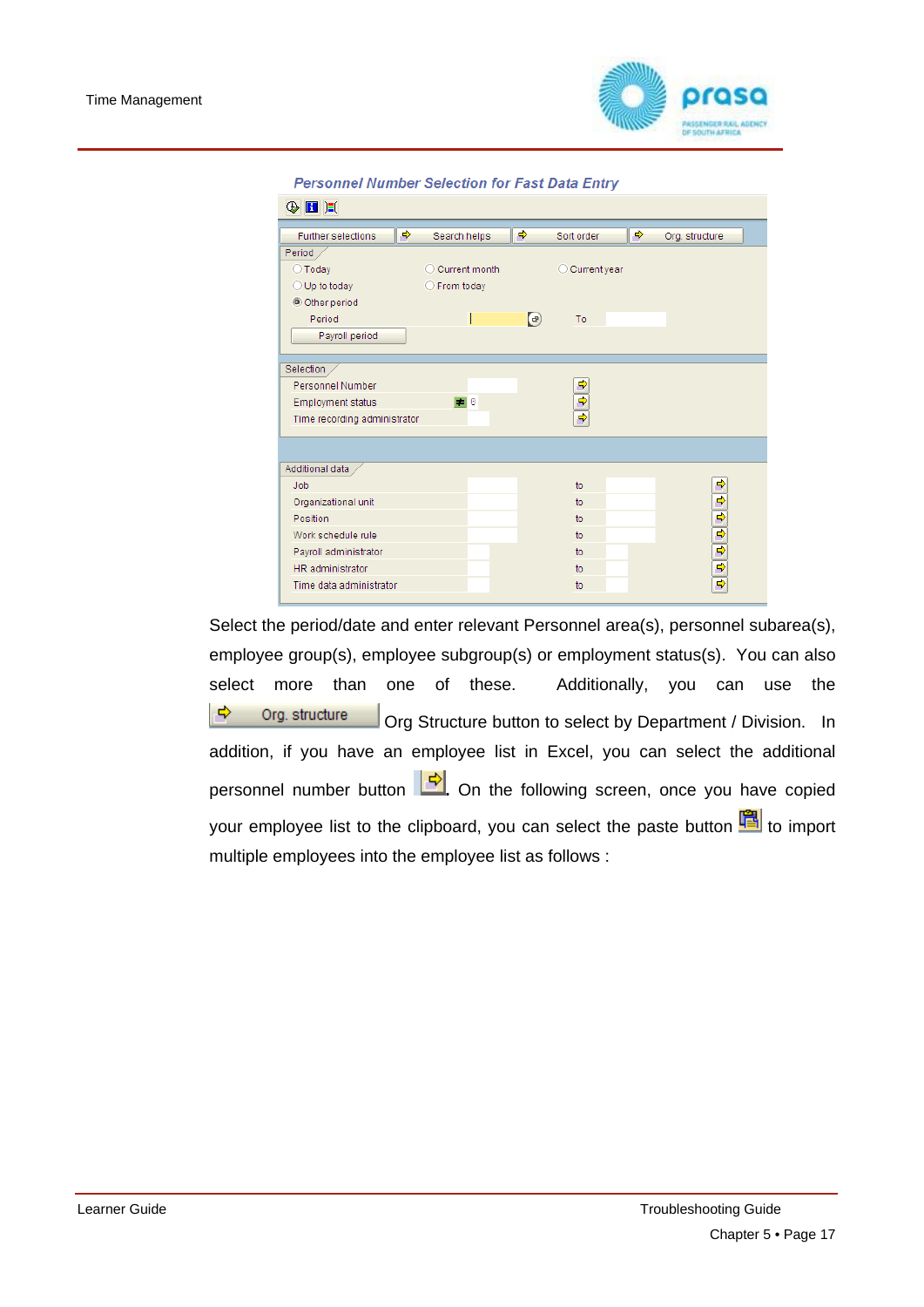**Personnel Number Selection for Fast Data Entry**

| Further selections | Search helps | Sort order | Org. structure |
|---|---|---|---|

**Period**

- Today
- Up to today
- Other period
- Current month
- From today
- Current year

Period ______ To ______

Payroll period

**Selection**

- Personnel Number
- Employment status ≠ 0
- Time recording administrator

**Additional data**

| Field | | to | |
|---|---|---|---|
| Job | | to | |
| Organizational unit | | to | |
| Position | | to | |
| Work schedule rule | | to | |
| Payroll administrator | | to | |
| HR administrator | | to | |
| Time data administrator | | to | |

Select the period/date and enter relevant Personnel area(s), personnel subarea(s), employee group(s), employee subgroup(s) or employment status(s). You can also select more than one of these. Additionally, you can use the Org. structure Org Structure button to select by Department / Division. In addition, if you have an employee list in Excel, you can select the additional personnel number button. On the following screen, once you have copied your employee list to the clipboard, you can select the paste button to import multiple employees into the employee list as follows :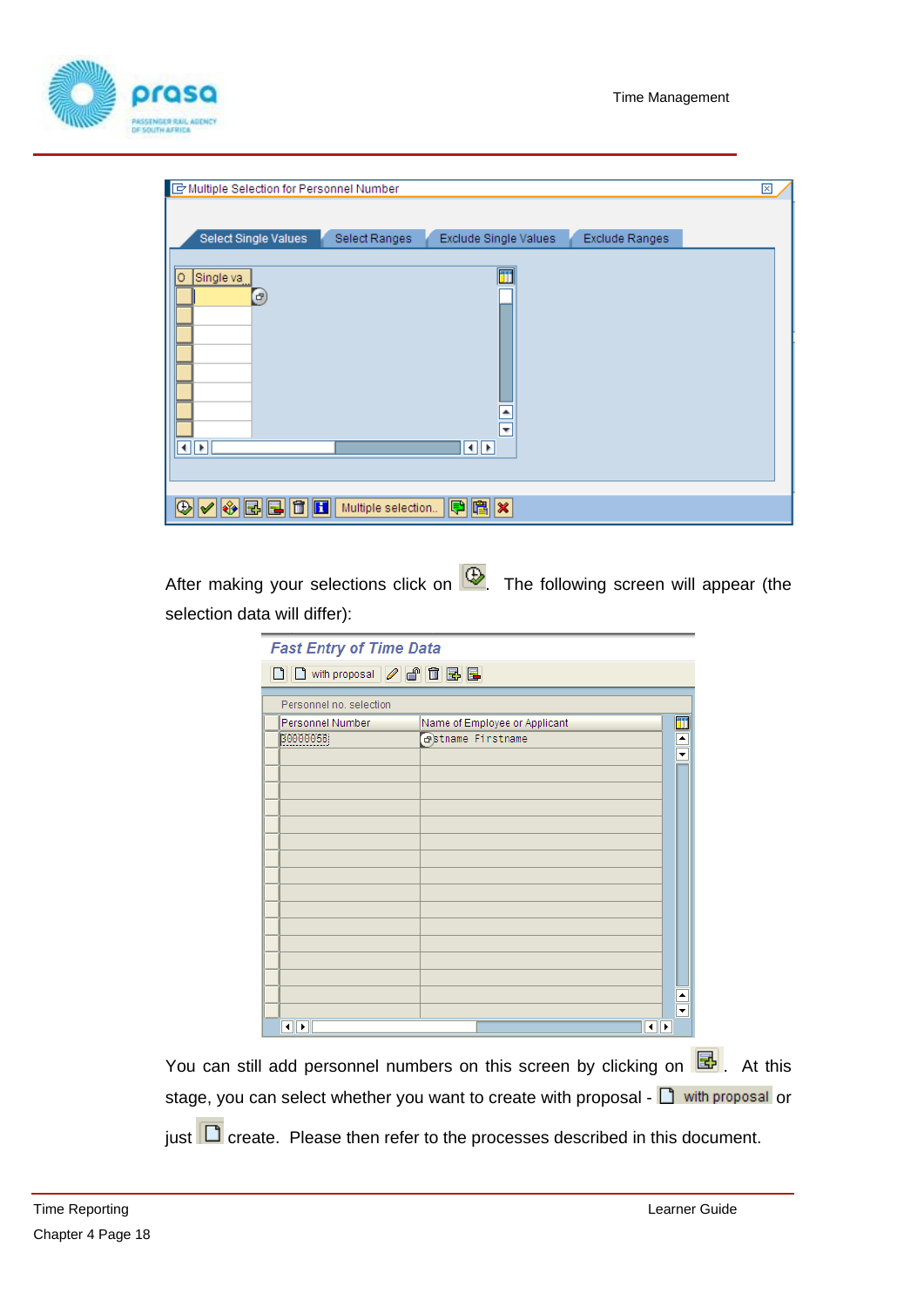After making your selections click on . The following screen will appear (the selection data will differ):

You can still add personnel numbers on this screen by clicking on . At this stage, you can select whether you want to create with proposal - with proposal or just create. Please then refer to the processes described in this document.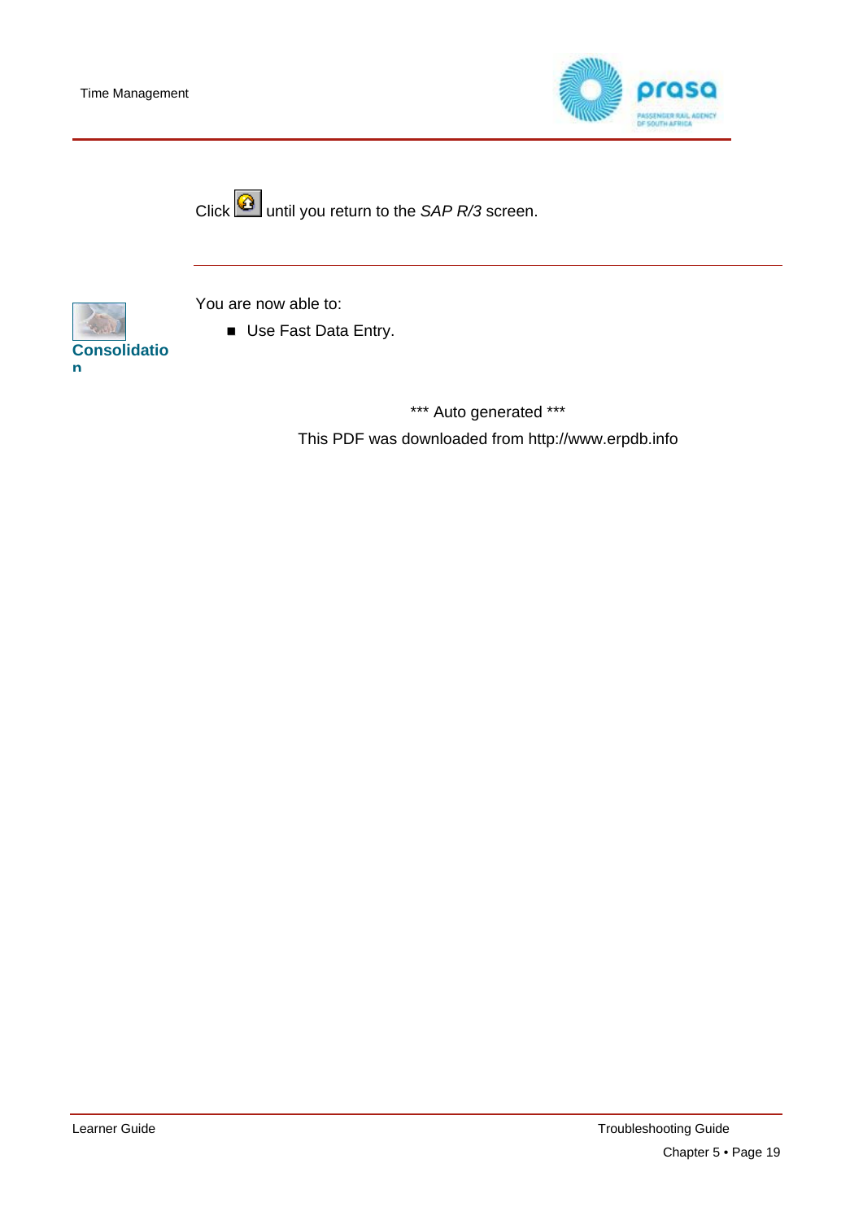Click until you return to the *SAP R/3* screen.

**Consolidation**

You are now able to:

- Use Fast Data Entry.

*** Auto generated ***

This PDF was downloaded from http://www.erpdb.info